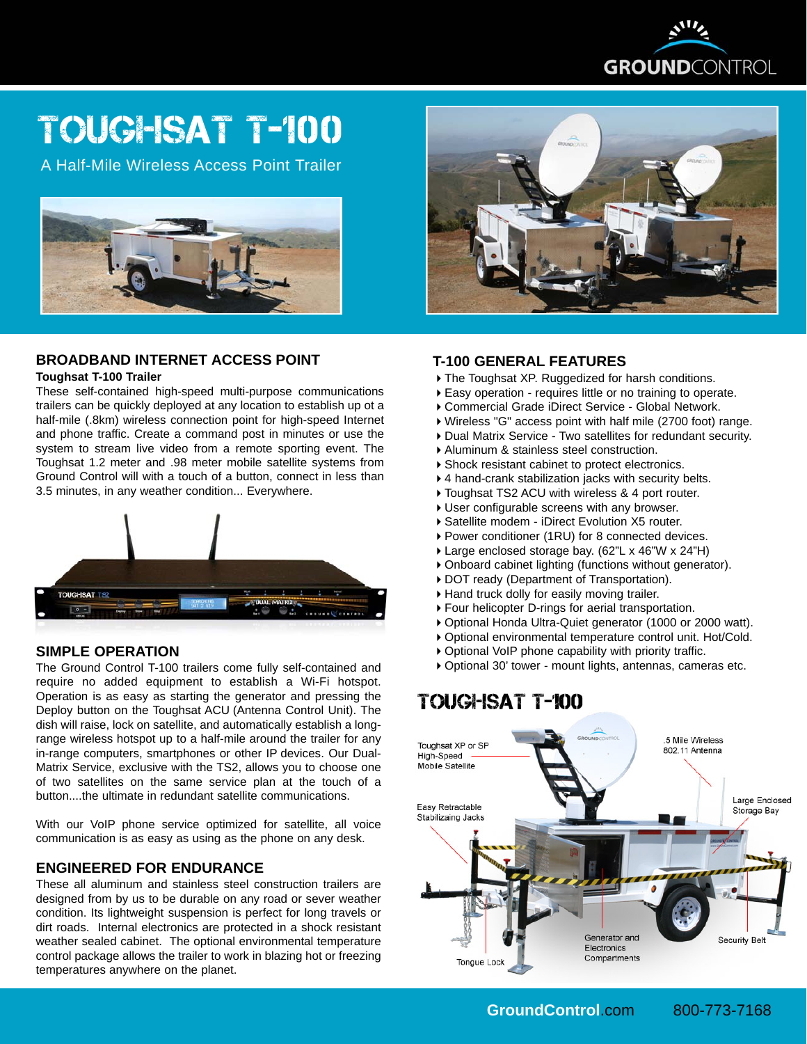# TOUGHSAT T-100

A Half-Mile Wireless Access Point Trailer

## BROADBAND INTERNET ACCESS POINT

**Toughsat T-100 Trailer**

These self-contained high-speed multi-purpose communications trailers can be quickly deployed at any location to establish up ot a half-mile (.8km) wireless connection point for high-speed Internet and phone traffic. Create a command post in minutes or use the system to stream live video from a remote sporting event. The Toughsat 1.2 meter and .98 meter mobile satellite systems from Ground Control will with a touch of a button, connect in less than 3.5 minutes, in any weather condition... Everywhere.

## SIMPLE OPERATION

The Ground Control T-100 trailers come fully self-contained and require no added equipment to establish a Wi-Fi hotspot. Operation is as easy as starting the generator and pressing the Deploy button on the Toughsat ACU (Antenna Control Unit). The dish will raise, lock on satellite, and automatically establish a long-range wireless hotspot up to a half-mile around the trailer for any in-range computers, smartphones or other IP devices. Our Dual-Matrix Service, exclusive with the TS2, allows you to choose one of two satellites on the same service plan at the touch of a button....the ultimate in redundant satellite communications.

With our VoIP phone service optimized for satellite, all voice communication is as easy as using as the phone on any desk.

## ENGINEERED FOR ENDURANCE

These all aluminum and stainless steel construction trailers are designed from by us to be durable on any road or sever weather condition. Its lightweight suspension is perfect for long travels or dirt roads. Internal electronics are protected in a shock resistant weather sealed cabinet. The optional environmental temperature control package allows the trailer to work in blazing hot or freezing temperatures anywhere on the planet.

## T-100 GENERAL FEATURES

- The Toughsat XP. Ruggedized for harsh conditions.
- Easy operation - requires little or no training to operate.
- Commercial Grade iDirect Service - Global Network.
- Wireless "G" access point with half mile (2700 foot) range.
- Dual Matrix Service - Two satellites for redundant security.
- Aluminum & stainless steel construction.
- Shock resistant cabinet to protect electronics.
- 4 hand-crank stabilization jacks with security belts.
- Toughsat TS2 ACU with wireless & 4 port router.
- User configurable screens with any browser.
- Satellite modem - iDirect Evolution X5 router.
- Power conditioner (1RU) for 8 connected devices.
- Large enclosed storage bay. (62"L x 46"W x 24"H)
- Onboard cabinet lighting (functions without generator).
- DOT ready (Department of Transportation).
- Hand truck dolly for easily moving trailer.
- Four helicopter D-rings for aerial transportation.
- Optional Honda Ultra-Quiet generator (1000 or 2000 watt).
- Optional environmental temperature control unit. Hot/Cold.
- Optional VoIP phone capability with priority traffic.
- Optional 30' tower - mount lights, antennas, cameras etc.

## TOUGHSAT T-100

Toughsat XP or SP High-Speed Mobile Satellite

.5 Mile Wireless 802.11 Antenna

Easy Retractable Stabilizaing Jacks

Large Enclosed Storage Bay

Generator and Electronics Compartments

Security Belt

Tongue Lock

GroundControl.com 800-773-7168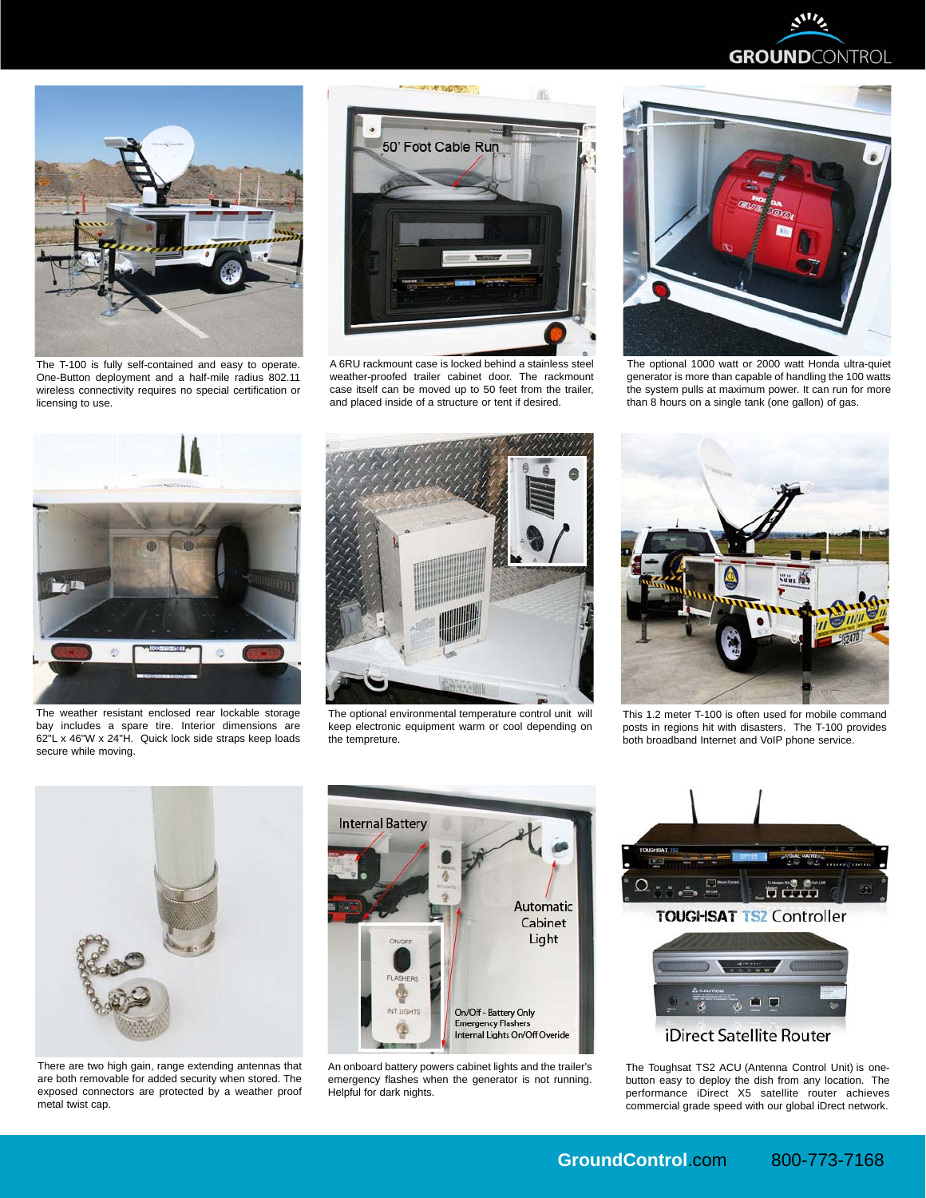The T-100 is fully self-contained and easy to operate. One-Button deployment and a half-mile radius 802.11 wireless connectivity requires no special certification or licensing to use.

50' Foot Cable Run

A 6RU rackmount case is locked behind a stainless steel weather-proofed trailer cabinet door. The rackmount case itself can be moved up to 50 feet from the trailer, and placed inside of a structure or tent if desired.

The optional 1000 watt or 2000 watt Honda ultra-quiet generator is more than capable of handling the 100 watts the system pulls at maximum power. It can run for more than 8 hours on a single tank (one gallon) of gas.

The weather resistant enclosed rear lockable storage bay includes a spare tire. Interior dimensions are 62"L x 46"W x 24"H. Quick lock side straps keep loads secure while moving.

The optional environmental temperature control unit will keep electronic equipment warm or cool depending on the tempreture.

This 1.2 meter T-100 is often used for mobile command posts in regions hit with disasters. The T-100 provides both broadband Internet and VoIP phone service.

There are two high gain, range extending antennas that are both removable for added security when stored. The exposed connectors are protected by a weather proof metal twist cap.

Internal Battery

Automatic Cabinet Light

On/Off - Battery Only
Emergency Flashers
Internal Lights On/Off Overide

An onboard battery powers cabinet lights and the trailer's emergency flashes when the generator is not running. Helpful for dark nights.

TOUGHSAT TS2 Controller

iDirect Satellite Router

The Toughsat TS2 ACU (Antenna Control Unit) is one-button easy to deploy the dish from any location. The performance iDirect X5 satellite router achieves commercial grade speed with our global iDirect network.

GroundControl.com 800-773-7168